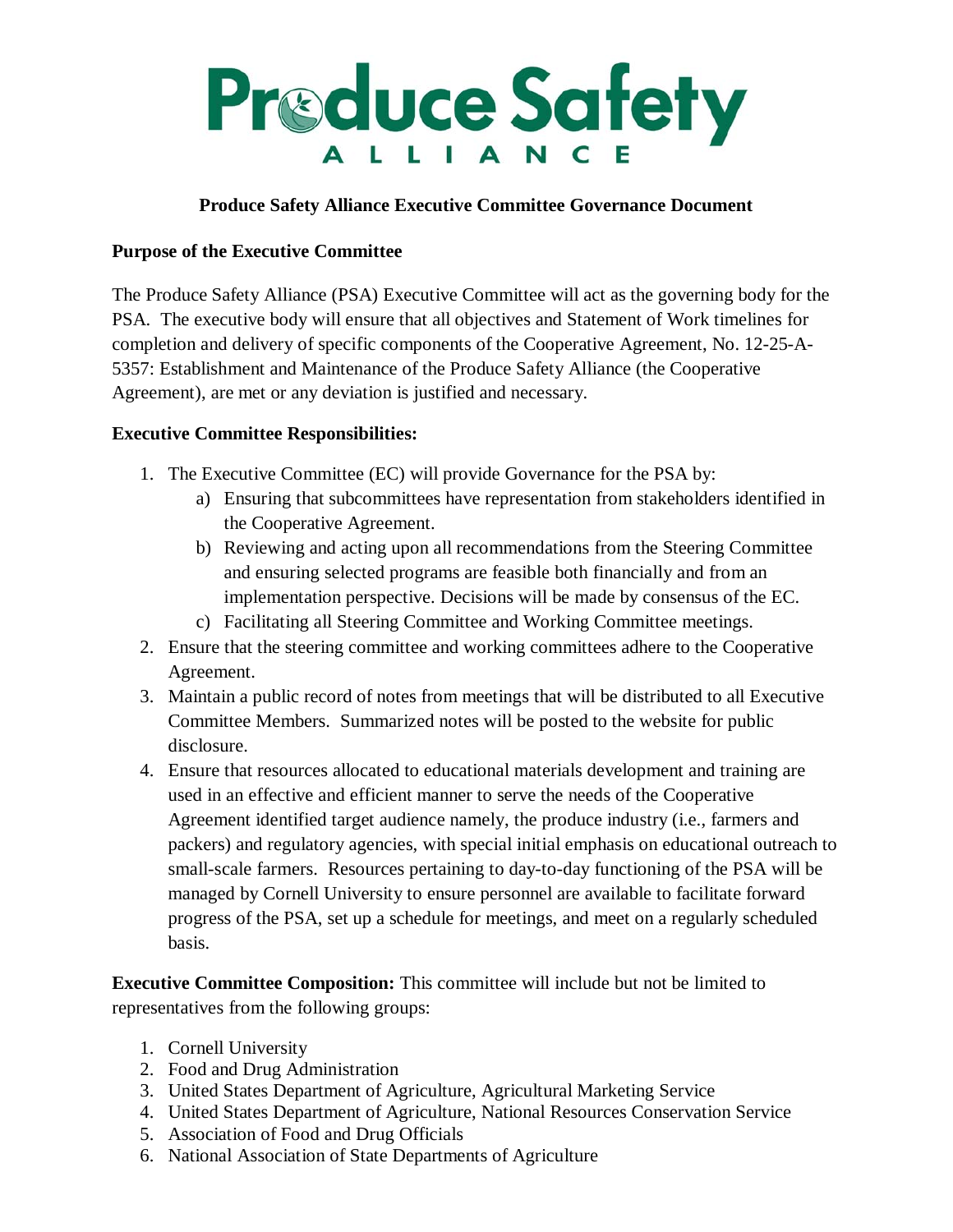# Produce Safety Alliance

## Produce Safety Alliance Executive Committee Governance Document

**Purpose of the Executive Committee**

The Produce Safety Alliance (PSA) Executive Committee will act as the governing body for the PSA. The executive body will ensure that all objectives and Statement of Work timelines for completion and delivery of specific components of the Cooperative Agreement, No. 12-25-A-5357: Establishment and Maintenance of the Produce Safety Alliance (the Cooperative Agreement), are met or any deviation is justified and necessary.

**Executive Committee Responsibilities:**

1. The Executive Committee (EC) will provide Governance for the PSA by:
   a) Ensuring that subcommittees have representation from stakeholders identified in the Cooperative Agreement.
   b) Reviewing and acting upon all recommendations from the Steering Committee and ensuring selected programs are feasible both financially and from an implementation perspective. Decisions will be made by consensus of the EC.
   c) Facilitating all Steering Committee and Working Committee meetings.
2. Ensure that the steering committee and working committees adhere to the Cooperative Agreement.
3. Maintain a public record of notes from meetings that will be distributed to all Executive Committee Members. Summarized notes will be posted to the website for public disclosure.
4. Ensure that resources allocated to educational materials development and training are used in an effective and efficient manner to serve the needs of the Cooperative Agreement identified target audience namely, the produce industry (i.e., farmers and packers) and regulatory agencies, with special initial emphasis on educational outreach to small-scale farmers. Resources pertaining to day-to-day functioning of the PSA will be managed by Cornell University to ensure personnel are available to facilitate forward progress of the PSA, set up a schedule for meetings, and meet on a regularly scheduled basis.

**Executive Committee Composition:** This committee will include but not be limited to representatives from the following groups:

1. Cornell University
2. Food and Drug Administration
3. United States Department of Agriculture, Agricultural Marketing Service
4. United States Department of Agriculture, National Resources Conservation Service
5. Association of Food and Drug Officials
6. National Association of State Departments of Agriculture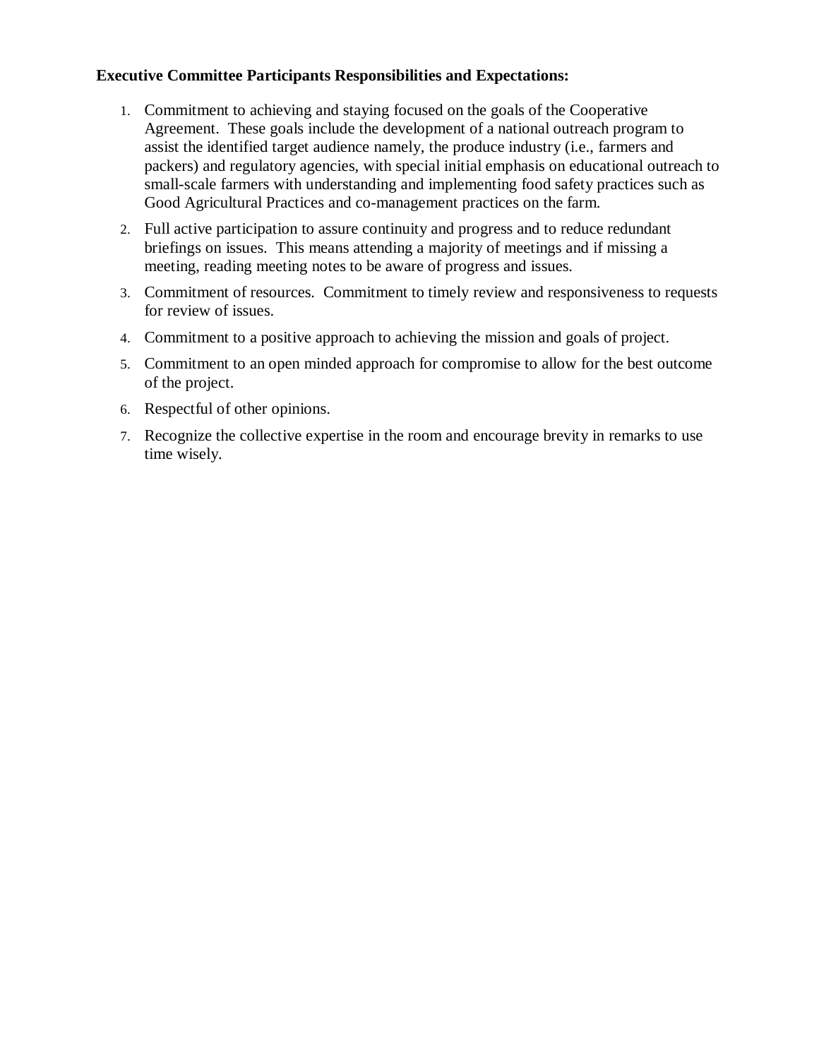**Executive Committee Participants Responsibilities and Expectations:**

1. Commitment to achieving and staying focused on the goals of the Cooperative Agreement. These goals include the development of a national outreach program to assist the identified target audience namely, the produce industry (i.e., farmers and packers) and regulatory agencies, with special initial emphasis on educational outreach to small-scale farmers with understanding and implementing food safety practices such as Good Agricultural Practices and co-management practices on the farm.
2. Full active participation to assure continuity and progress and to reduce redundant briefings on issues. This means attending a majority of meetings and if missing a meeting, reading meeting notes to be aware of progress and issues.
3. Commitment of resources. Commitment to timely review and responsiveness to requests for review of issues.
4. Commitment to a positive approach to achieving the mission and goals of project.
5. Commitment to an open minded approach for compromise to allow for the best outcome of the project.
6. Respectful of other opinions.
7. Recognize the collective expertise in the room and encourage brevity in remarks to use time wisely.